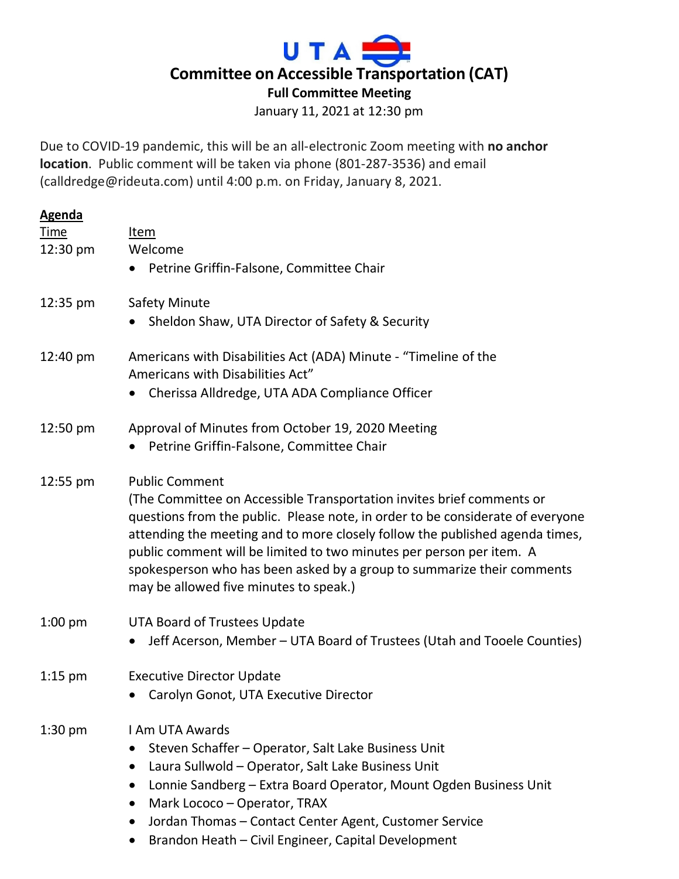# UTA

## Committee on Accessible Transportation (CAT)

### Full Committee Meeting

January 11, 2021 at 12:30 pm

Due to COVID-19 pandemic, this will be an all-electronic Zoom meeting with **no anchor location**. Public comment will be taken via phone (801-287-3536) and email (calldredge@rideuta.com) until 4:00 p.m. on Friday, January 8, 2021.

**Agenda**

| Time | Item |
|---|---|
| 12:30 pm | Welcome<br>• Petrine Griffin-Falsone, Committee Chair |
| 12:35 pm | Safety Minute<br>• Sheldon Shaw, UTA Director of Safety & Security |
| 12:40 pm | Americans with Disabilities Act (ADA) Minute - "Timeline of the Americans with Disabilities Act"<br>• Cherissa Alldredge, UTA ADA Compliance Officer |
| 12:50 pm | Approval of Minutes from October 19, 2020 Meeting<br>• Petrine Griffin-Falsone, Committee Chair |
| 12:55 pm | Public Comment<br>(The Committee on Accessible Transportation invites brief comments or questions from the public. Please note, in order to be considerate of everyone attending the meeting and to more closely follow the published agenda times, public comment will be limited to two minutes per person per item. A spokesperson who has been asked by a group to summarize their comments may be allowed five minutes to speak.) |
| 1:00 pm | UTA Board of Trustees Update<br>• Jeff Acerson, Member – UTA Board of Trustees (Utah and Tooele Counties) |
| 1:15 pm | Executive Director Update<br>• Carolyn Gonot, UTA Executive Director |
| 1:30 pm | I Am UTA Awards<br>• Steven Schaffer – Operator, Salt Lake Business Unit<br>• Laura Sullwold – Operator, Salt Lake Business Unit<br>• Lonnie Sandberg – Extra Board Operator, Mount Ogden Business Unit<br>• Mark Lococo – Operator, TRAX<br>• Jordan Thomas – Contact Center Agent, Customer Service<br>• Brandon Heath – Civil Engineer, Capital Development |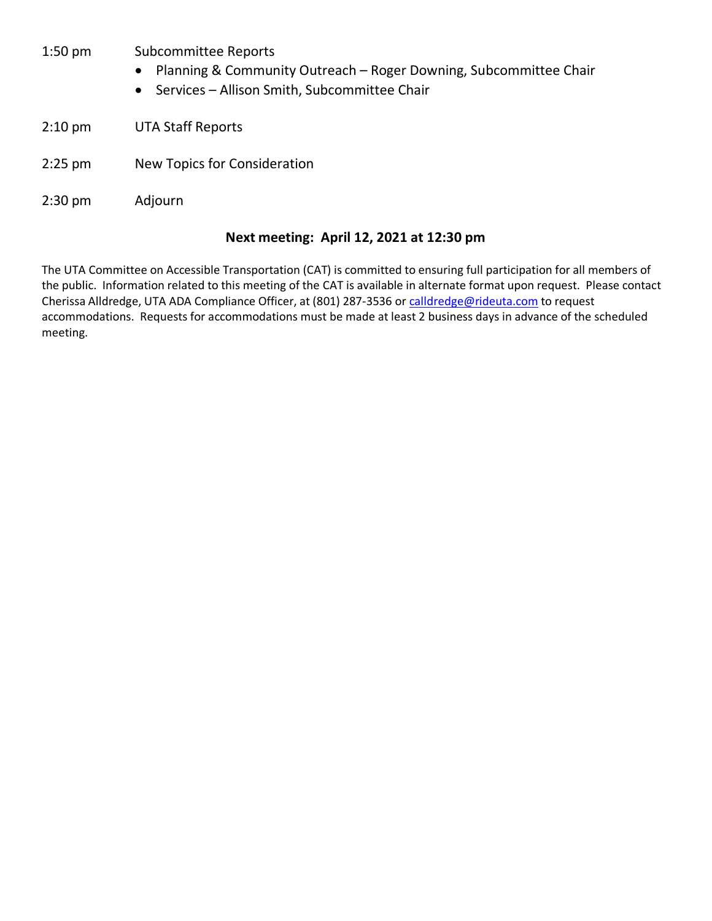1:50 pm Subcommittee Reports

- Planning & Community Outreach – Roger Downing, Subcommittee Chair
- Services – Allison Smith, Subcommittee Chair

2:10 pm UTA Staff Reports

2:25 pm New Topics for Consideration

2:30 pm Adjourn

**Next meeting: April 12, 2021 at 12:30 pm**

The UTA Committee on Accessible Transportation (CAT) is committed to ensuring full participation for all members of the public. Information related to this meeting of the CAT is available in alternate format upon request. Please contact Cherissa Alldredge, UTA ADA Compliance Officer, at (801) 287-3536 or calldredge@rideuta.com to request accommodations. Requests for accommodations must be made at least 2 business days in advance of the scheduled meeting.